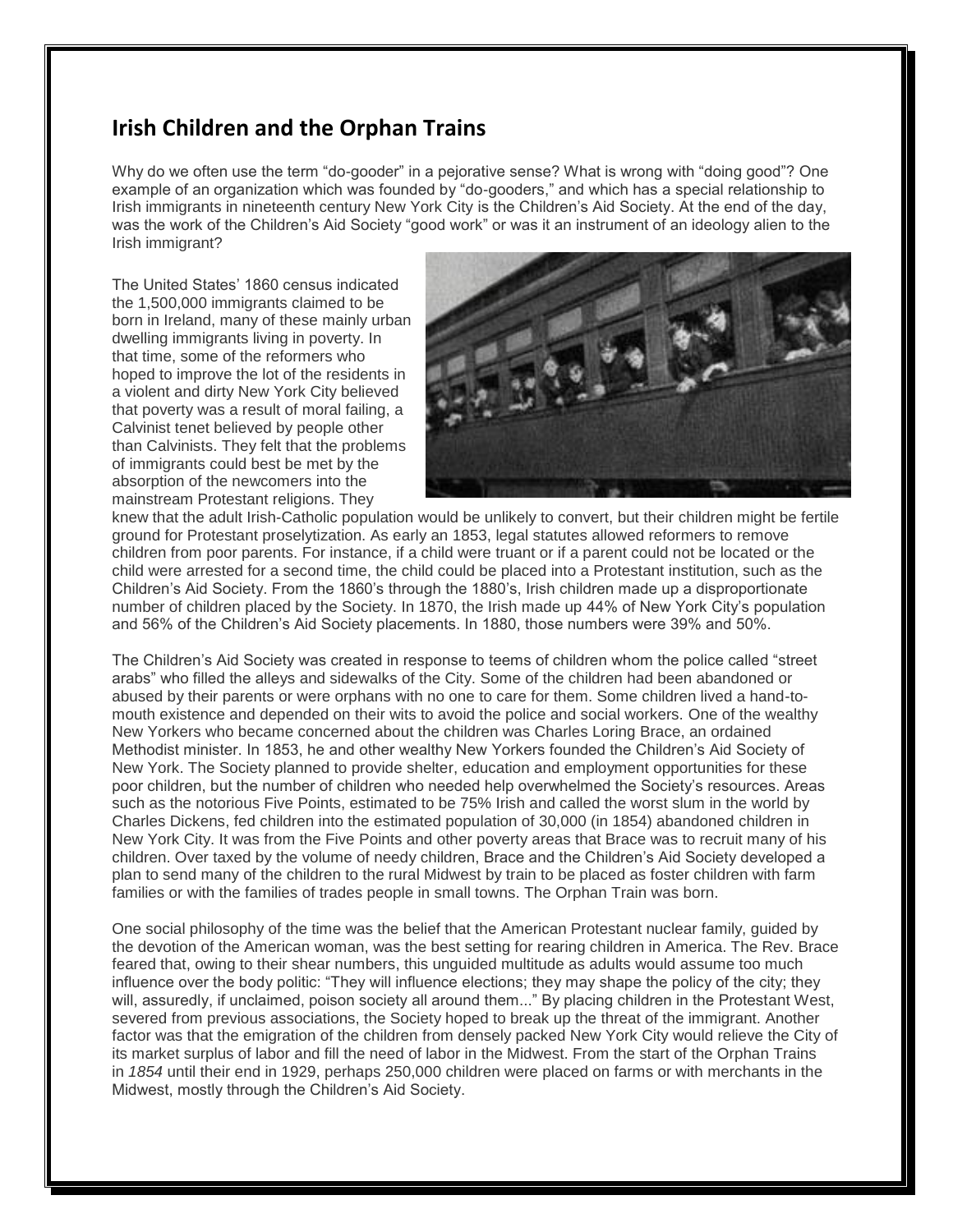## Irish Children and the Orphan Trains

Why do we often use the term "do-gooder" in a pejorative sense? What is wrong with "doing good"? One example of an organization which was founded by "do-gooders," and which has a special relationship to Irish immigrants in nineteenth century New York City is the Children's Aid Society. At the end of the day, was the work of the Children's Aid Society "good work" or was it an instrument of an ideology alien to the Irish immigrant?

The United States' 1860 census indicated the 1,500,000 immigrants claimed to be born in Ireland, many of these mainly urban dwelling immigrants living in poverty. In that time, some of the reformers who hoped to improve the lot of the residents in a violent and dirty New York City believed that poverty was a result of moral failing, a Calvinist tenet believed by people other than Calvinists. They felt that the problems of immigrants could best be met by the absorption of the newcomers into the mainstream Protestant religions. They knew that the adult Irish-Catholic population would be unlikely to convert, but their children might be fertile ground for Protestant proselytization. As early an 1853, legal statutes allowed reformers to remove children from poor parents. For instance, if a child were truant or if a parent could not be located or the child were arrested for a second time, the child could be placed into a Protestant institution, such as the Children's Aid Society. From the 1860's through the 1880's, Irish children made up a disproportionate number of children placed by the Society. In 1870, the Irish made up 44% of New York City's population and 56% of the Children's Aid Society placements. In 1880, those numbers were 39% and 50%.

The Children's Aid Society was created in response to teems of children whom the police called "street arabs" who filled the alleys and sidewalks of the City. Some of the children had been abandoned or abused by their parents or were orphans with no one to care for them. Some children lived a hand-to-mouth existence and depended on their wits to avoid the police and social workers. One of the wealthy New Yorkers who became concerned about the children was Charles Loring Brace, an ordained Methodist minister. In 1853, he and other wealthy New Yorkers founded the Children's Aid Society of New York. The Society planned to provide shelter, education and employment opportunities for these poor children, but the number of children who needed help overwhelmed the Society's resources. Areas such as the notorious Five Points, estimated to be 75% Irish and called the worst slum in the world by Charles Dickens, fed children into the estimated population of 30,000 (in 1854) abandoned children in New York City. It was from the Five Points and other poverty areas that Brace was to recruit many of his children. Over taxed by the volume of needy children, Brace and the Children's Aid Society developed a plan to send many of the children to the rural Midwest by train to be placed as foster children with farm families or with the families of trades people in small towns. The Orphan Train was born.

One social philosophy of the time was the belief that the American Protestant nuclear family, guided by the devotion of the American woman, was the best setting for rearing children in America. The Rev. Brace feared that, owing to their shear numbers, this unguided multitude as adults would assume too much influence over the body politic: "They will influence elections; they may shape the policy of the city; they will, assuredly, if unclaimed, poison society all around them..." By placing children in the Protestant West, severed from previous associations, the Society hoped to break up the threat of the immigrant. Another factor was that the emigration of the children from densely packed New York City would relieve the City of its market surplus of labor and fill the need of labor in the Midwest. From the start of the Orphan Trains in *1854* until their end in 1929, perhaps 250,000 children were placed on farms or with merchants in the Midwest, mostly through the Children's Aid Society.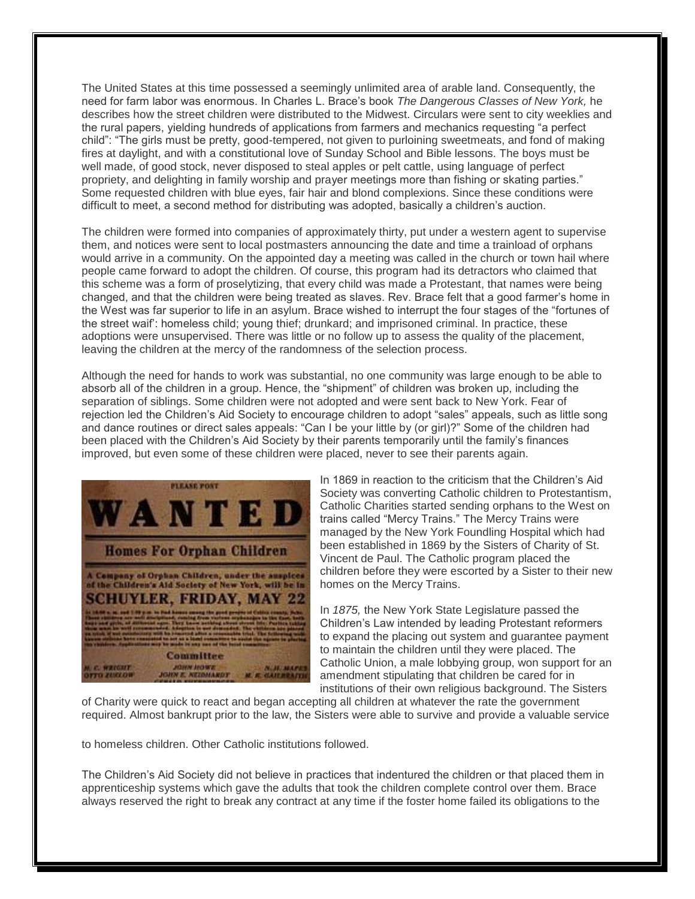The United States at this time possessed a seemingly unlimited area of arable land. Consequently, the need for farm labor was enormous. In Charles L. Brace's book *The Dangerous Classes of New York,* he describes how the street children were distributed to the Midwest. Circulars were sent to city weeklies and the rural papers, yielding hundreds of applications from farmers and mechanics requesting "a perfect child": "The girls must be pretty, good-tempered, not given to purloining sweetmeats, and fond of making fires at daylight, and with a constitutional love of Sunday School and Bible lessons. The boys must be well made, of good stock, never disposed to steal apples or pelt cattle, using language of perfect propriety, and delighting in family worship and prayer meetings more than fishing or skating parties." Some requested children with blue eyes, fair hair and blond complexions. Since these conditions were difficult to meet, a second method for distributing was adopted, basically a children's auction.

The children were formed into companies of approximately thirty, put under a western agent to supervise them, and notices were sent to local postmasters announcing the date and time a trainload of orphans would arrive in a community. On the appointed day a meeting was called in the church or town hail where people came forward to adopt the children. Of course, this program had its detractors who claimed that this scheme was a form of proselytizing, that every child was made a Protestant, that names were being changed, and that the children were being treated as slaves. Rev. Brace felt that a good farmer's home in the West was far superior to life in an asylum. Brace wished to interrupt the four stages of the "fortunes of the street waif': homeless child; young thief; drunkard; and imprisoned criminal. In practice, these adoptions were unsupervised. There was little or no follow up to assess the quality of the placement, leaving the children at the mercy of the randomness of the selection process.

Although the need for hands to work was substantial, no one community was large enough to be able to absorb all of the children in a group. Hence, the "shipment" of children was broken up, including the separation of siblings. Some children were not adopted and were sent back to New York. Fear of rejection led the Children's Aid Society to encourage children to adopt "sales" appeals, such as little song and dance routines or direct sales appeals: "Can I be your little by (or girl)?" Some of the children had been placed with the Children's Aid Society by their parents temporarily until the family's finances improved, but even some of these children were placed, never to see their parents again.

In 1869 in reaction to the criticism that the Children's Aid Society was converting Catholic children to Protestantism, Catholic Charities started sending orphans to the West on trains called "Mercy Trains." The Mercy Trains were managed by the New York Foundling Hospital which had been established in 1869 by the Sisters of Charity of St. Vincent de Paul. The Catholic program placed the children before they were escorted by a Sister to their new homes on the Mercy Trains.

In *1875,* the New York State Legislature passed the Children's Law intended by leading Protestant reformers to expand the placing out system and guarantee payment to maintain the children until they were placed. The Catholic Union, a male lobbying group, won support for an amendment stipulating that children be cared for in institutions of their own religious background. The Sisters of Charity were quick to react and began accepting all children at whatever the rate the government required. Almost bankrupt prior to the law, the Sisters were able to survive and provide a valuable service to homeless children. Other Catholic institutions followed.

The Children's Aid Society did not believe in practices that indentured the children or that placed them in apprenticeship systems which gave the adults that took the children complete control over them. Brace always reserved the right to break any contract at any time if the foster home failed its obligations to the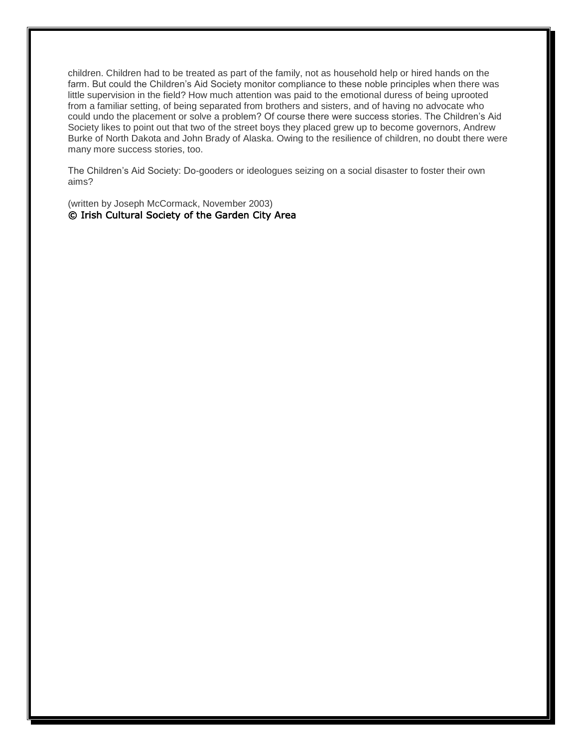children. Children had to be treated as part of the family, not as household help or hired hands on the farm. But could the Children's Aid Society monitor compliance to these noble principles when there was little supervision in the field? How much attention was paid to the emotional duress of being uprooted from a familiar setting, of being separated from brothers and sisters, and of having no advocate who could undo the placement or solve a problem? Of course there were success stories. The Children's Aid Society likes to point out that two of the street boys they placed grew up to become governors, Andrew Burke of North Dakota and John Brady of Alaska. Owing to the resilience of children, no doubt there were many more success stories, too.

The Children's Aid Society: Do-gooders or ideologues seizing on a social disaster to foster their own aims?

(written by Joseph McCormack, November 2003)
© Irish Cultural Society of the Garden City Area